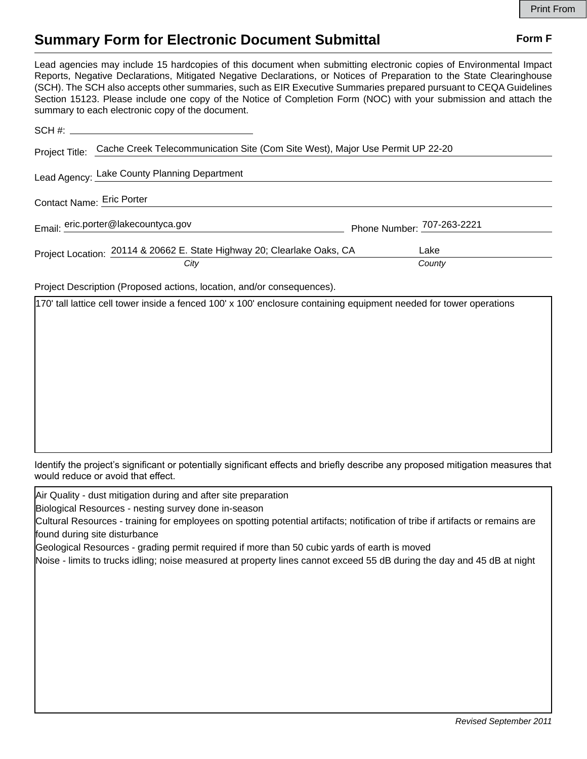Print From

# Summary Form for Electronic Document Submittal

**Form F**

Lead agencies may include 15 hardcopies of this document when submitting electronic copies of Environmental Impact Reports, Negative Declarations, Mitigated Negative Declarations, or Notices of Preparation to the State Clearinghouse (SCH). The SCH also accepts other summaries, such as EIR Executive Summaries prepared pursuant to CEQA Guidelines Section 15123. Please include one copy of the Notice of Completion Form (NOC) with your submission and attach the summary to each electronic copy of the document.

SCH #: ______________________

Project Title: Cache Creek Telecommunication Site (Com Site West), Major Use Permit UP 22-20

Lead Agency: Lake County Planning Department

Contact Name: Eric Porter

Email: eric.porter@lakecountyca.gov Phone Number: 707-263-2221

Project Location: 20114 & 20662 E. State Highway 20; Clearlake Oaks, CA (*City*) Lake (*County*)

Project Description (Proposed actions, location, and/or consequences).

170' tall lattice cell tower inside a fenced 100' x 100' enclosure containing equipment needed for tower operations

Identify the project's significant or potentially significant effects and briefly describe any proposed mitigation measures that would reduce or avoid that effect.

Air Quality - dust mitigation during and after site preparation
Biological Resources - nesting survey done in-season
Cultural Resources - training for employees on spotting potential artifacts; notification of tribe if artifacts or remains are found during site disturbance
Geological Resources - grading permit required if more than 50 cubic yards of earth is moved
Noise - limits to trucks idling; noise measured at property lines cannot exceed 55 dB during the day and 45 dB at night

*Revised September 2011*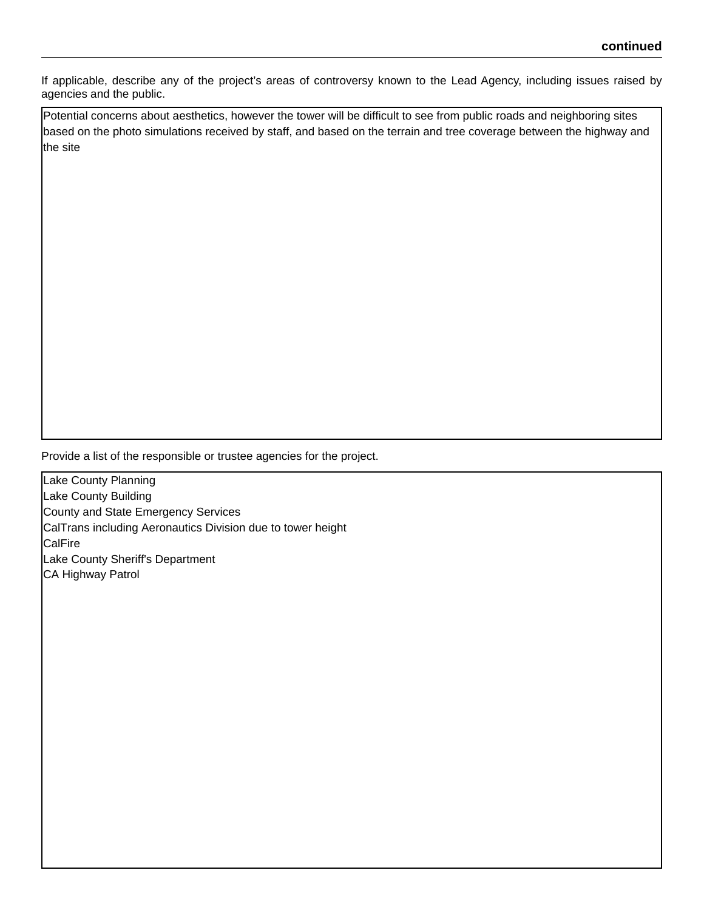**continued**

If applicable, describe any of the project's areas of controversy known to the Lead Agency, including issues raised by agencies and the public.

Potential concerns about aesthetics, however the tower will be difficult to see from public roads and neighboring sites based on the photo simulations received by staff, and based on the terrain and tree coverage between the highway and the site

Provide a list of the responsible or trustee agencies for the project.

Lake County Planning
Lake County Building
County and State Emergency Services
CalTrans including Aeronautics Division due to tower height
CalFire
Lake County Sheriff's Department
CA Highway Patrol